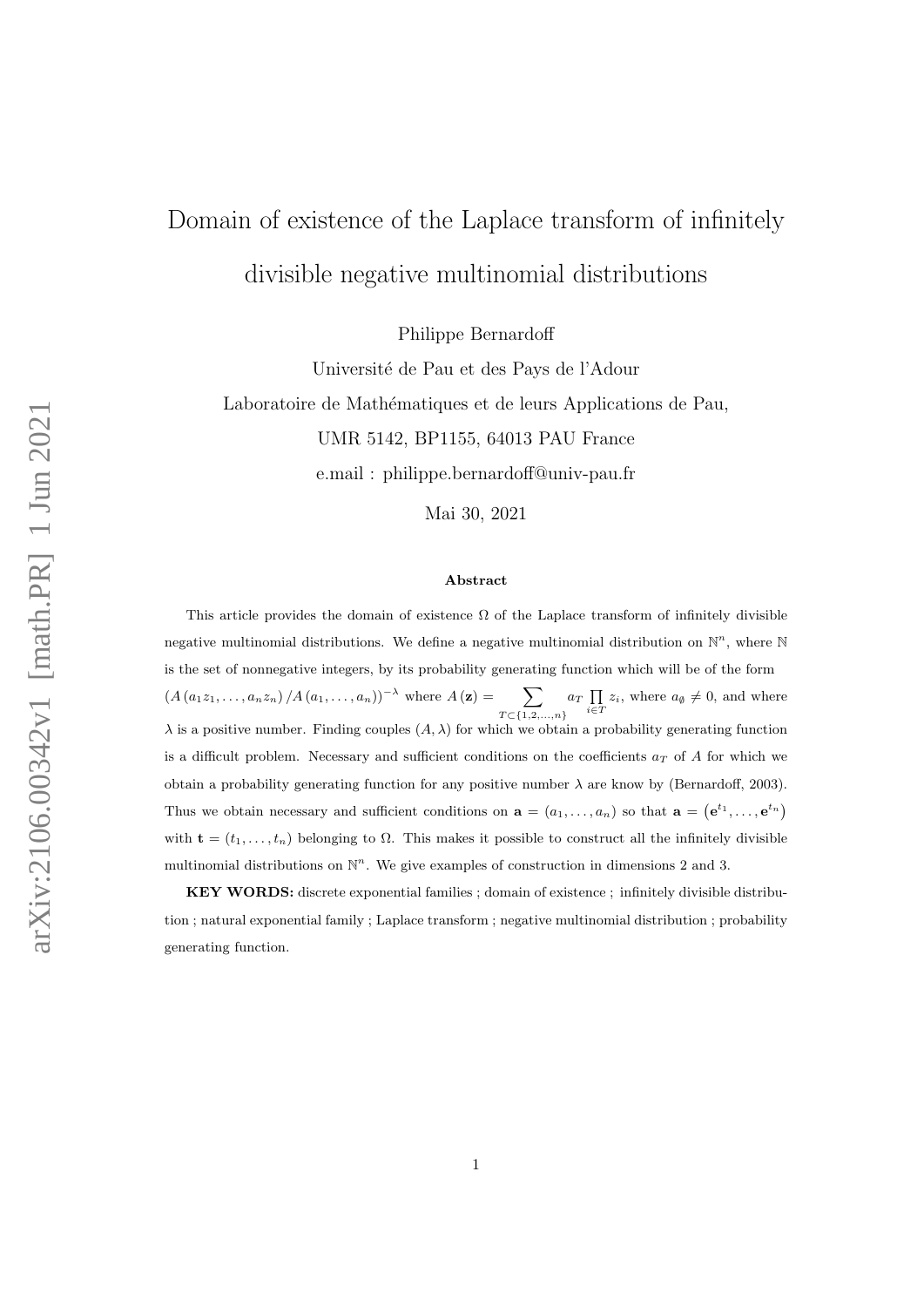# Domain of existence of the Laplace transform of infinitely divisible negative multinomial distributions

Philippe Bernardoff

Université de Pau et des Pays de l'Adour

Laboratoire de Mathématiques et de leurs Applications de Pau,

UMR 5142, BP1155, 64013 PAU France

e.mail : philippe.bernardoff@univ-pau.fr

Mai 30, 2021

### Abstract

This article provides the domain of existence $\Omega$ of the Laplace transform of infinitely divisible negative multinomial distributions. We define a negative multinomial distribution on $\mathbb{N}^n$, where $\mathbb{N}$ is the set of nonnegative integers, by its probability generating function which will be of the form $\left(A\left(a_1 z_1, \ldots, a_n z_n\right) / A\left(a_1, \ldots, a_n\right)\right)^{-\lambda}$ where $A\left(\mathbf{z}\right) = \sum_{T \subset \{1,2,\ldots,n\}} a_T \prod_{i \in T} z_i$, where $a_\emptyset \neq 0$, and where $\lambda$ is a positive number. Finding couples $(A, \lambda)$ for which we obtain a probability generating function is a difficult problem. Necessary and sufficient conditions on the coefficients $a_T$ of $A$ for which we obtain a probability generating function for any positive number $\lambda$ are know by (Bernardoff, 2003). Thus we obtain necessary and sufficient conditions on $\mathbf{a} = (a_1, \ldots, a_n)$ so that $\mathbf{a} = \left(\mathbf{e}^{t_1}, \ldots, \mathbf{e}^{t_n}\right)$ with $\mathbf{t} = (t_1, \ldots, t_n)$ belonging to $\Omega$. This makes it possible to construct all the infinitely divisible multinomial distributions on $\mathbb{N}^n$. We give examples of construction in dimensions 2 and 3.

**KEY WORDS:** discrete exponential families ; domain of existence ; infinitely divisible distribution ; natural exponential family ; Laplace transform ; negative multinomial distribution ; probability generating function.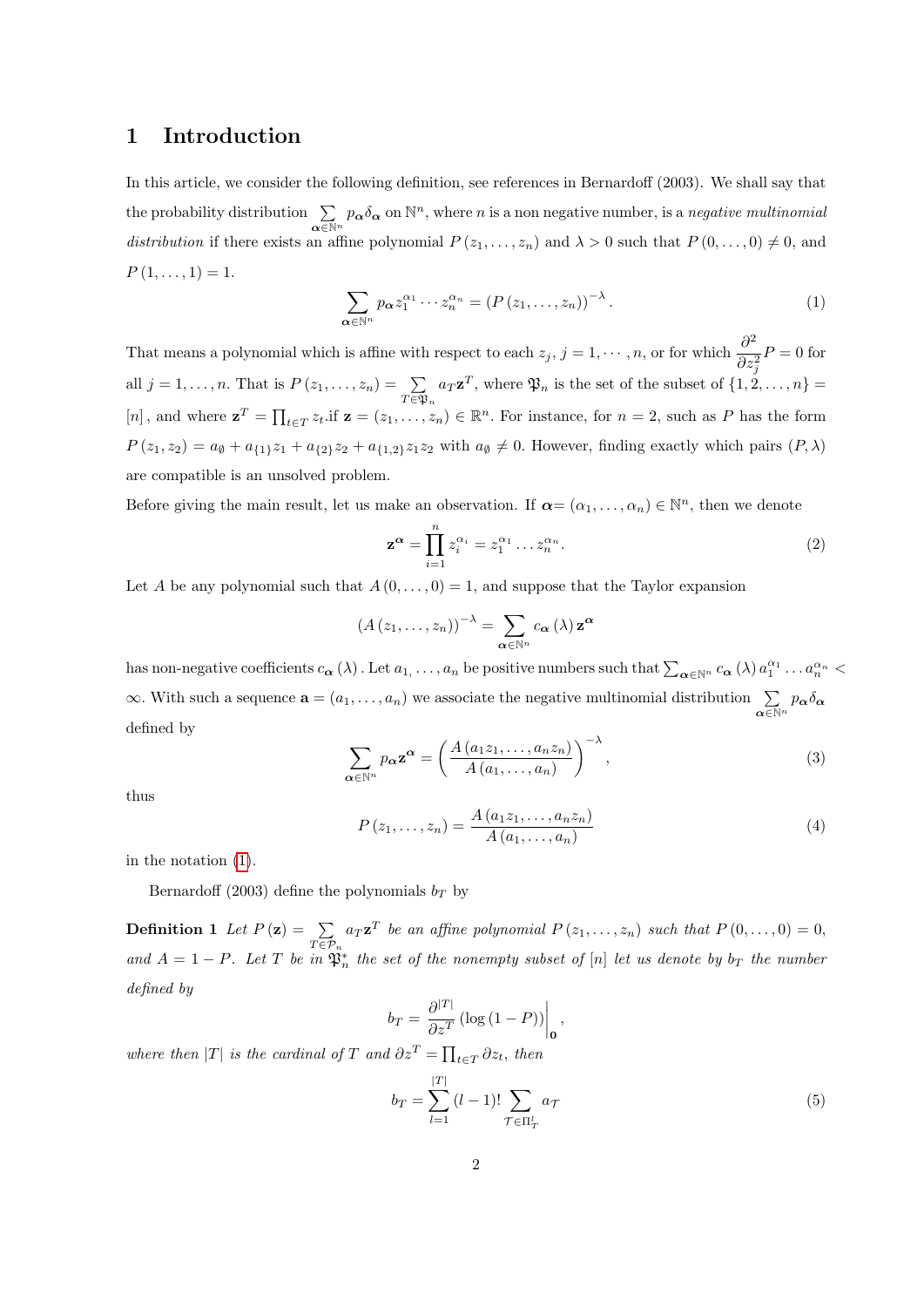# 1 Introduction

In this article, we consider the following definition, see references in Bernardoff (2003). We shall say that the probability distribution $\sum_{\boldsymbol{\alpha}\in\mathbb{N}^n} p_{\boldsymbol{\alpha}}\delta_{\boldsymbol{\alpha}}$ on $\mathbb{N}^n$, where $n$ is a non negative number, is a *negative multinomial distribution* if there exists an affine polynomial $P(z_1,\ldots,z_n)$ and $\lambda>0$ such that $P(0,\ldots,0)\neq 0$, and $P(1,\ldots,1)=1$.

$$\sum_{\boldsymbol{\alpha}\in\mathbb{N}^n} p_{\boldsymbol{\alpha}} z_1^{\alpha_1}\cdots z_n^{\alpha_n} = \left(P\left(z_1,\ldots,z_n\right)\right)^{-\lambda}. \tag{1}$$

That means a polynomial which is affine with respect to each $z_j$, $j=1,\cdots,n$, or for which $\frac{\partial^2}{\partial z_j^2}P=0$ for all $j=1,\ldots,n$. That is $P(z_1,\ldots,z_n)=\sum_{T\in\mathfrak{P}_n} a_T\mathbf{z}^T$, where $\mathfrak{P}_n$ is the set of the subset of $\{1,2,\ldots,n\}=[n]$, and where $\mathbf{z}^T=\prod_{t\in T} z_t$.if $\mathbf{z}=(z_1,\ldots,z_n)\in\mathbb{R}^n$. For instance, for $n=2$, such as $P$ has the form $P(z_1,z_2)=a_\emptyset+a_{\{1\}}z_1+a_{\{2\}}z_2+a_{\{1,2\}}z_1z_2$ with $a_\emptyset\neq 0$. However, finding exactly which pairs $(P,\lambda)$ are compatible is an unsolved problem.

Before giving the main result, let us make an observation. If $\boldsymbol{\alpha}=(\alpha_1,\ldots,\alpha_n)\in\mathbb{N}^n$, then we denote

$$\mathbf{z}^{\boldsymbol{\alpha}}=\prod_{i=1}^n z_i^{\alpha_i}=z_1^{\alpha_1}\ldots z_n^{\alpha_n}. \tag{2}$$

Let $A$ be any polynomial such that $A(0,\ldots,0)=1$, and suppose that the Taylor expansion

$$\left(A\left(z_1,\ldots,z_n\right)\right)^{-\lambda}=\sum_{\boldsymbol{\alpha}\in\mathbb{N}^n} c_{\boldsymbol{\alpha}}(\lambda)\,\mathbf{z}^{\boldsymbol{\alpha}}$$

has non-negative coefficients $c_{\boldsymbol{\alpha}}(\lambda)$. Let $a_1,\ldots,a_n$ be positive numbers such that $\sum_{\boldsymbol{\alpha}\in\mathbb{N}^n} c_{\boldsymbol{\alpha}}(\lambda)\,a_1^{\alpha_1}\ldots a_n^{\alpha_n}<\infty$. With such a sequence $\mathbf{a}=(a_1,\ldots,a_n)$ we associate the negative multinomial distribution $\sum_{\boldsymbol{\alpha}\in\mathbb{N}^n} p_{\boldsymbol{\alpha}}\delta_{\boldsymbol{\alpha}}$ defined by

$$\sum_{\boldsymbol{\alpha}\in\mathbb{N}^n} p_{\boldsymbol{\alpha}}\mathbf{z}^{\boldsymbol{\alpha}}=\left(\frac{A\left(a_1z_1,\ldots,a_nz_n\right)}{A\left(a_1,\ldots,a_n\right)}\right)^{-\lambda}, \tag{3}$$

thus

$$P\left(z_1,\ldots,z_n\right)=\frac{A\left(a_1z_1,\ldots,a_nz_n\right)}{A\left(a_1,\ldots,a_n\right)} \tag{4}$$

in the notation (1).

Bernardoff (2003) define the polynomials $b_T$ by

**Definition 1** *Let $P(\mathbf{z})=\sum_{T\in\mathcal{P}_n} a_T\mathbf{z}^T$ be an affine polynomial $P(z_1,\ldots,z_n)$ such that $P(0,\ldots,0)=0$, and $A=1-P$. Let $T$ be in $\mathfrak{P}_n^*$ the set of the nonempty subset of $[n]$ let us denote by $b_T$ the number defined by*

$$b_T=\left.\frac{\partial^{|T|}}{\partial z^T}\left(\log\left(1-P\right)\right)\right|_{\mathbf{0}},$$

*where then $|T|$ is the cardinal of $T$ and $\partial z^T=\prod_{t\in T}\partial z_t$, then*

$$b_T=\sum_{l=1}^{|T|}(l-1)!\sum_{\mathcal{T}\in\Pi_T^l} a_{\mathcal{T}} \tag{5}$$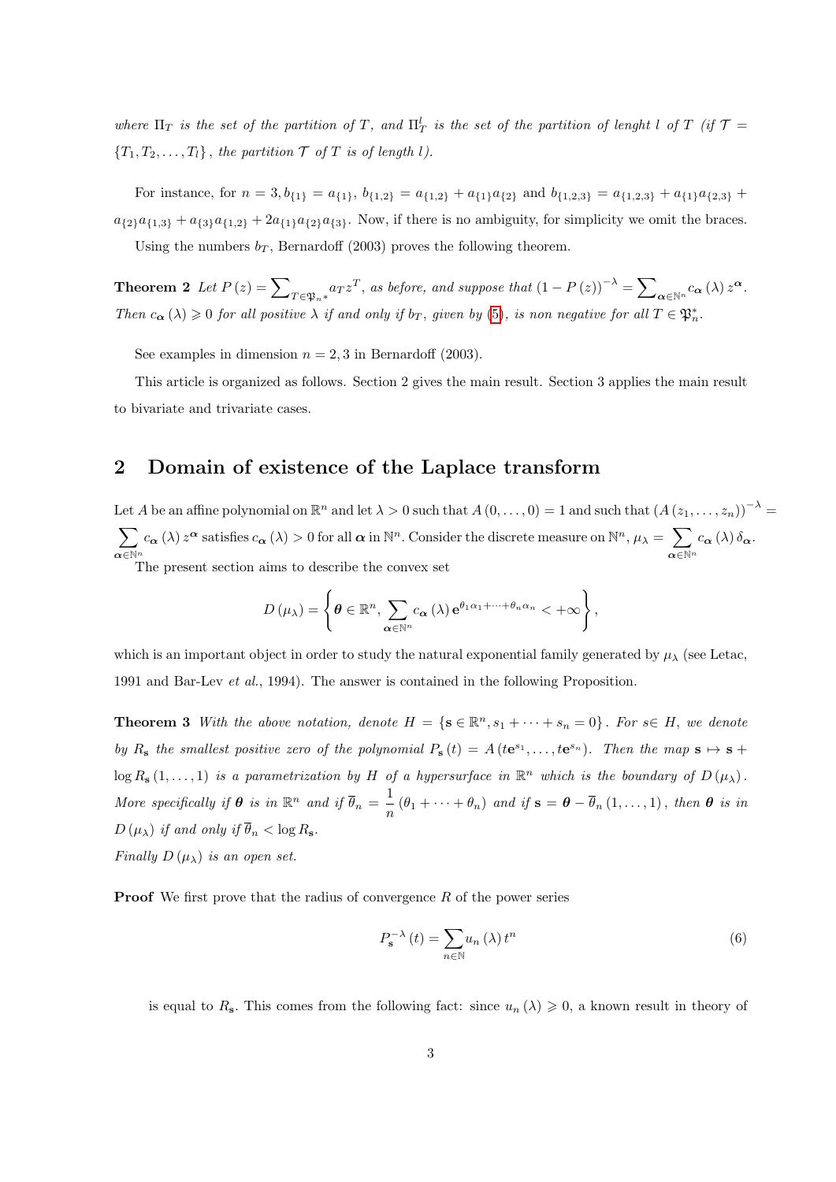*where $\Pi_T$ is the set of the partition of $T$, and $\Pi_T^l$ is the set of the partition of lenght $l$ of $T$ (if $\mathcal{T} = \{T_1, T_2, \dots, T_l\}$, the partition $\mathcal{T}$ of $T$ is of length $l$).*

For instance, for $n = 3, b_{\{1\}} = a_{\{1\}}$, $b_{\{1,2\}} = a_{\{1,2\}} + a_{\{1\}}a_{\{2\}}$ and $b_{\{1,2,3\}} = a_{\{1,2,3\}} + a_{\{1\}}a_{\{2,3\}} + a_{\{2\}}a_{\{1,3\}} + a_{\{3\}}a_{\{1,2\}} + 2a_{\{1\}}a_{\{2\}}a_{\{3\}}$. Now, if there is no ambiguity, for simplicity we omit the braces.

Using the numbers $b_T$, Bernardoff (2003) proves the following theorem.

**Theorem 2** *Let $P(z) = \sum_{T \in \mathfrak{P}_{n^*}} a_T z^T$, as before, and suppose that $(1 - P(z))^{-\lambda} = \sum_{\boldsymbol{\alpha} \in \mathbb{N}^n} c_{\boldsymbol{\alpha}}(\lambda) z^{\boldsymbol{\alpha}}$. Then $c_{\boldsymbol{\alpha}}(\lambda) \geqslant 0$ for all positive $\lambda$ if and only if $b_T$, given by (5), is non negative for all $T \in \mathfrak{P}_n^*$.*

See examples in dimension $n = 2, 3$ in Bernardoff (2003).

This article is organized as follows. Section 2 gives the main result. Section 3 applies the main result to bivariate and trivariate cases.

## 2 Domain of existence of the Laplace transform

Let $A$ be an affine polynomial on $\mathbb{R}^n$ and let $\lambda > 0$ such that $A(0, \dots, 0) = 1$ and such that $(A(z_1, \dots, z_n))^{-\lambda} = \sum_{\boldsymbol{\alpha} \in \mathbb{N}^n} c_{\boldsymbol{\alpha}}(\lambda) z^{\boldsymbol{\alpha}}$ satisfies $c_{\boldsymbol{\alpha}}(\lambda) > 0$ for all $\boldsymbol{\alpha}$ in $\mathbb{N}^n$. Consider the discrete measure on $\mathbb{N}^n$, $\mu_\lambda = \sum_{\boldsymbol{\alpha} \in \mathbb{N}^n} c_{\boldsymbol{\alpha}}(\lambda) \delta_{\boldsymbol{\alpha}}$.

The present section aims to describe the convex set

$$D(\mu_\lambda) = \left\{ \boldsymbol{\theta} \in \mathbb{R}^n, \sum_{\boldsymbol{\alpha} \in \mathbb{N}^n} c_{\boldsymbol{\alpha}}(\lambda) \mathbf{e}^{\theta_1 \alpha_1 + \cdots + \theta_n \alpha_n} < +\infty \right\},$$

which is an important object in order to study the natural exponential family generated by $\mu_\lambda$ (see Letac, 1991 and Bar-Lev *et al.*, 1994). The answer is contained in the following Proposition.

**Theorem 3** *With the above notation, denote $H = \{\mathbf{s} \in \mathbb{R}^n, s_1 + \cdots + s_n = 0\}$. For $s \in H$, we denote by $R_{\mathbf{s}}$ the smallest positive zero of the polynomial $P_{\mathbf{s}}(t) = A(t\mathbf{e}^{s_1}, \dots, t\mathbf{e}^{s_n})$. Then the map $\mathbf{s} \mapsto \mathbf{s} + \log R_{\mathbf{s}}(1, \dots, 1)$ is a parametrization by $H$ of a hypersurface in $\mathbb{R}^n$ which is the boundary of $D(\mu_\lambda)$. More specifically if $\boldsymbol{\theta}$ is in $\mathbb{R}^n$ and if $\overline{\theta}_n = \frac{1}{n}(\theta_1 + \cdots + \theta_n)$ and if $\mathbf{s} = \boldsymbol{\theta} - \overline{\theta}_n (1, \dots, 1)$, then $\boldsymbol{\theta}$ is in $D(\mu_\lambda)$ if and only if $\overline{\theta}_n < \log R_{\mathbf{s}}$.*
*Finally $D(\mu_\lambda)$ is an open set.*

**Proof** We first prove that the radius of convergence $R$ of the power series

$$P_{\mathbf{s}}^{-\lambda}(t) = \sum_{n \in \mathbb{N}} u_n(\lambda) t^n \tag{6}$$

is equal to $R_{\mathbf{s}}$. This comes from the following fact: since $u_n(\lambda) \geqslant 0$, a known result in theory of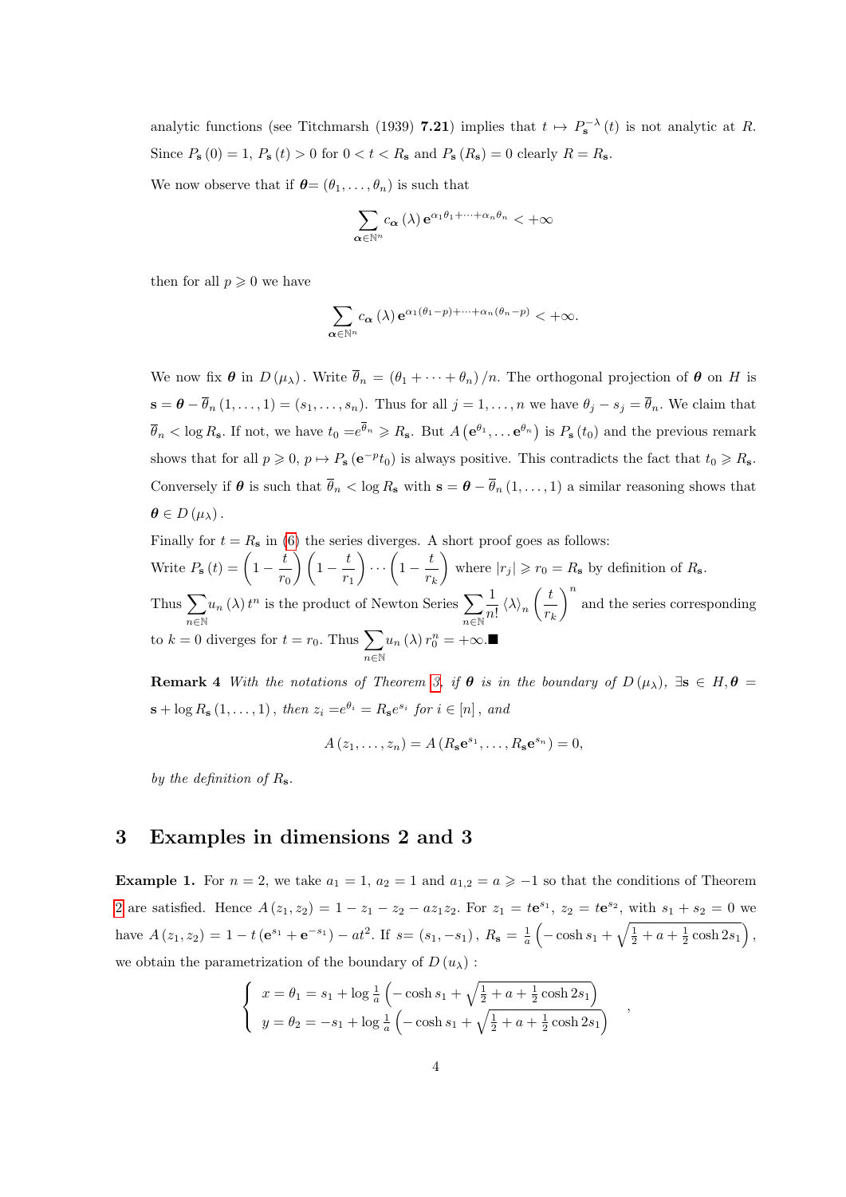analytic functions (see Titchmarsh (1939) **7.21**) implies that $t \mapsto P_{\mathbf{s}}^{-\lambda}(t)$ is not analytic at $R$. Since $P_{\mathbf{s}}(0) = 1$, $P_{\mathbf{s}}(t) > 0$ for $0 < t < R_{\mathbf{s}}$ and $P_{\mathbf{s}}(R_{\mathbf{s}}) = 0$ clearly $R = R_{\mathbf{s}}$.

We now observe that if $\boldsymbol{\theta} = (\theta_1, \ldots, \theta_n)$ is such that

$$\sum_{\boldsymbol{\alpha} \in \mathbb{N}^n} c_{\boldsymbol{\alpha}}(\lambda) \mathbf{e}^{\alpha_1 \theta_1 + \cdots + \alpha_n \theta_n} < +\infty$$

then for all $p \geqslant 0$ we have

$$\sum_{\boldsymbol{\alpha} \in \mathbb{N}^n} c_{\boldsymbol{\alpha}}(\lambda) \mathbf{e}^{\alpha_1 (\theta_1 - p) + \cdots + \alpha_n (\theta_n - p)} < +\infty.$$

We now fix $\boldsymbol{\theta}$ in $D(\mu_\lambda)$. Write $\overline{\theta}_n = (\theta_1 + \cdots + \theta_n)/n$. The orthogonal projection of $\boldsymbol{\theta}$ on $H$ is $\mathbf{s} = \boldsymbol{\theta} - \overline{\theta}_n (1, \ldots, 1) = (s_1, \ldots, s_n)$. Thus for all $j = 1, \ldots, n$ we have $\theta_j - s_j = \overline{\theta}_n$. We claim that $\overline{\theta}_n < \log R_{\mathbf{s}}$. If not, we have $t_0 = e^{\overline{\theta}_n} \geqslant R_{\mathbf{s}}$. But $A\left(\mathbf{e}^{\theta_1}, \ldots \mathbf{e}^{\theta_n}\right)$ is $P_{\mathbf{s}}(t_0)$ and the previous remark shows that for all $p \geqslant 0$, $p \mapsto P_{\mathbf{s}}(\mathbf{e}^{-p} t_0)$ is always positive. This contradicts the fact that $t_0 \geqslant R_{\mathbf{s}}$. Conversely if $\boldsymbol{\theta}$ is such that $\overline{\theta}_n < \log R_{\mathbf{s}}$ with $\mathbf{s} = \boldsymbol{\theta} - \overline{\theta}_n (1, \ldots, 1)$ a similar reasoning shows that $\boldsymbol{\theta} \in D(\mu_\lambda)$.

Finally for $t = R_{\mathbf{s}}$ in (6) the series diverges. A short proof goes as follows:
Write $P_{\mathbf{s}}(t) = \left(1 - \dfrac{t}{r_0}\right)\left(1 - \dfrac{t}{r_1}\right) \cdots \left(1 - \dfrac{t}{r_k}\right)$ where $|r_j| \geqslant r_0 = R_{\mathbf{s}}$ by definition of $R_{\mathbf{s}}$.
Thus $\sum_{n \in \mathbb{N}} u_n(\lambda) t^n$ is the product of Newton Series $\sum_{n \in \mathbb{N}} \dfrac{1}{n!} \langle \lambda \rangle_n \left(\dfrac{t}{r_k}\right)^n$ and the series corresponding to $k = 0$ diverges for $t = r_0$. Thus $\sum_{n \in \mathbb{N}} u_n(\lambda) r_0^n = +\infty$.$\blacksquare$

**Remark 4** *With the notations of Theorem 3, if $\boldsymbol{\theta}$ is in the boundary of $D(\mu_\lambda)$, $\exists \mathbf{s} \in H, \boldsymbol{\theta} = \mathbf{s} + \log R_{\mathbf{s}} (1, \ldots, 1)$, then $z_i = e^{\theta_i} = R_{\mathbf{s}} e^{s_i}$ for $i \in [n]$, and*

$$A(z_1, \ldots, z_n) = A\left(R_{\mathbf{s}} \mathbf{e}^{s_1}, \ldots, R_{\mathbf{s}} \mathbf{e}^{s_n}\right) = 0,$$

*by the definition of $R_{\mathbf{s}}$.*

## 3 Examples in dimensions 2 and 3

**Example 1.** For $n = 2$, we take $a_1 = 1$, $a_2 = 1$ and $a_{1,2} = a \geqslant -1$ so that the conditions of Theorem 2 are satisfied. Hence $A(z_1, z_2) = 1 - z_1 - z_2 - a z_1 z_2$. For $z_1 = t\mathbf{e}^{s_1}$, $z_2 = t\mathbf{e}^{s_2}$, with $s_1 + s_2 = 0$ we have $A(z_1, z_2) = 1 - t\left(\mathbf{e}^{s_1} + \mathbf{e}^{-s_1}\right) - a t^2$. If $s = (s_1, -s_1)$, $R_{\mathbf{s}} = \frac{1}{a}\left(-\cosh s_1 + \sqrt{\frac{1}{2} + a + \frac{1}{2}\cosh 2s_1}\right)$, we obtain the parametrization of the boundary of $D(u_\lambda)$ :

$$\left\{ \begin{array}{l} x = \theta_1 = s_1 + \log \frac{1}{a}\left(-\cosh s_1 + \sqrt{\frac{1}{2} + a + \frac{1}{2}\cosh 2s_1}\right) \\ y = \theta_2 = -s_1 + \log \frac{1}{a}\left(-\cosh s_1 + \sqrt{\frac{1}{2} + a + \frac{1}{2}\cosh 2s_1}\right) \end{array} \right. ,$$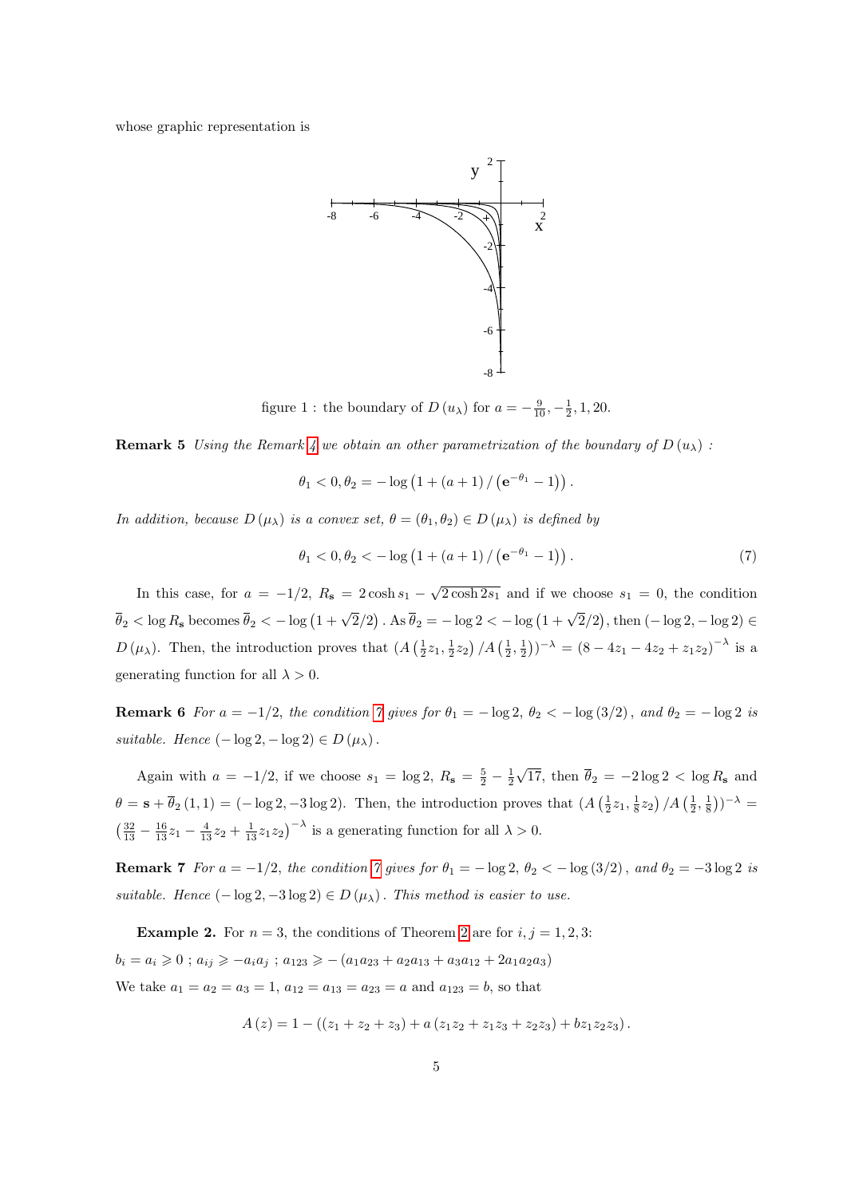whose graphic representation is

figure 1 : the boundary of $D(u_\lambda)$ for $a = -\frac{9}{10}, -\frac{1}{2}, 1, 20.$

**Remark 5** *Using the Remark 4 we obtain an other parametrization of the boundary of $D(u_\lambda)$ :*

$$\theta_1 < 0, \theta_2 = -\log\left(1 + (a+1)/\left(\mathrm{e}^{-\theta_1} - 1\right)\right).$$

*In addition, because $D(\mu_\lambda)$ is a convex set, $\theta = (\theta_1, \theta_2) \in D(\mu_\lambda)$ is defined by*

$$\theta_1 < 0, \theta_2 < -\log\left(1 + (a+1)/\left(\mathrm{e}^{-\theta_1} - 1\right)\right). \tag{7}$$

In this case, for $a = -1/2$, $R_{\mathbf{s}} = 2\cosh s_1 - \sqrt{2\cosh 2s_1}$ and if we choose $s_1 = 0$, the condition $\overline{\theta}_2 < \log R_{\mathbf{s}}$ becomes $\overline{\theta}_2 < -\log\left(1 + \sqrt{2}/2\right)$. As $\overline{\theta}_2 = -\log 2 < -\log\left(1 + \sqrt{2}/2\right)$, then $(-\log 2, -\log 2) \in D(\mu_\lambda)$. Then, the introduction proves that $(A\left(\frac{1}{2}z_1, \frac{1}{2}z_2\right)/A\left(\frac{1}{2}, \frac{1}{2}\right))^{-\lambda} = (8 - 4z_1 - 4z_2 + z_1z_2)^{-\lambda}$ is a generating function for all $\lambda > 0$.

**Remark 6** *For $a = -1/2$, the condition 7 gives for $\theta_1 = -\log 2$, $\theta_2 < -\log(3/2)$, and $\theta_2 = -\log 2$ is suitable. Hence $(-\log 2, -\log 2) \in D(\mu_\lambda)$.*

Again with $a = -1/2$, if we choose $s_1 = \log 2$, $R_{\mathbf{s}} = \frac{5}{2} - \frac{1}{2}\sqrt{17}$, then $\overline{\theta}_2 = -2\log 2 < \log R_{\mathbf{s}}$ and $\theta = \mathbf{s} + \overline{\theta}_2(1,1) = (-\log 2, -3\log 2)$. Then, the introduction proves that $(A\left(\frac{1}{2}z_1, \frac{1}{8}z_2\right)/A\left(\frac{1}{2}, \frac{1}{8}\right))^{-\lambda} = \left(\frac{32}{13} - \frac{16}{13}z_1 - \frac{4}{13}z_2 + \frac{1}{13}z_1z_2\right)^{-\lambda}$ is a generating function for all $\lambda > 0$.

**Remark 7** *For $a = -1/2$, the condition 7 gives for $\theta_1 = -\log 2$, $\theta_2 < -\log(3/2)$, and $\theta_2 = -3\log 2$ is suitable. Hence $(-\log 2, -3\log 2) \in D(\mu_\lambda)$. This method is easier to use.*

**Example 2.** For $n = 3$, the conditions of Theorem 2 are for $i, j = 1, 2, 3$:
$b_i = a_i \geqslant 0$ ; $a_{ij} \geqslant -a_ia_j$ ; $a_{123} \geqslant -(a_1a_{23} + a_2a_{13} + a_3a_{12} + 2a_1a_2a_3)$
We take $a_1 = a_2 = a_3 = 1$, $a_{12} = a_{13} = a_{23} = a$ and $a_{123} = b$, so that

$$A(z) = 1 - ((z_1 + z_2 + z_3) + a(z_1z_2 + z_1z_3 + z_2z_3) + bz_1z_2z_3).$$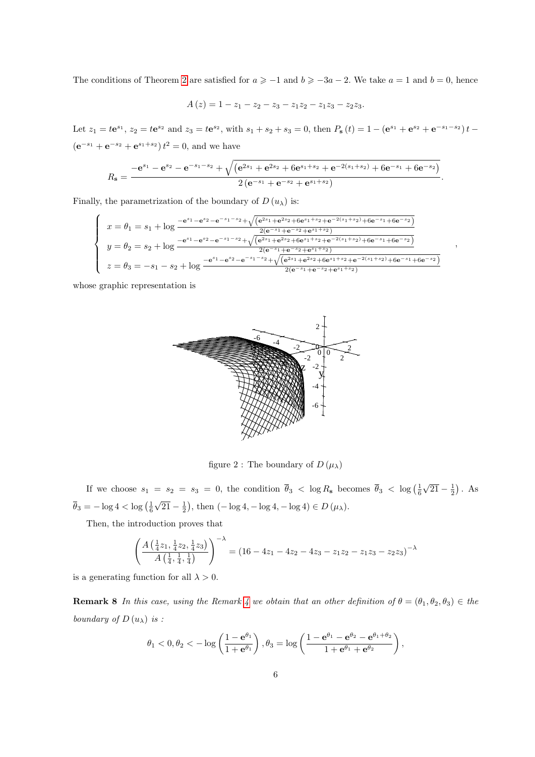The conditions of Theorem 2 are satisfied for $a \geqslant -1$ and $b \geqslant -3a-2$. We take $a=1$ and $b=0$, hence

$$A(z) = 1 - z_1 - z_2 - z_3 - z_1 z_2 - z_1 z_3 - z_2 z_3.$$

Let $z_1 = t\mathbf{e}^{s_1}$, $z_2 = t\mathbf{e}^{s_2}$ and $z_3 = t\mathbf{e}^{s_2}$, with $s_1+s_2+s_3=0$, then $P_{\mathbf{s}}(t) = 1 - \left(\mathbf{e}^{s_1} + \mathbf{e}^{s_2} + \mathbf{e}^{-s_1-s_2}\right)t - \left(\mathbf{e}^{-s_1} + \mathbf{e}^{-s_2} + \mathbf{e}^{s_1+s_2}\right)t^2 = 0$, and we have

$$R_{\mathbf{s}} = \frac{-\mathbf{e}^{s_1} - \mathbf{e}^{s_2} - \mathbf{e}^{-s_1-s_2} + \sqrt{\left(\mathbf{e}^{2s_1} + \mathbf{e}^{2s_2} + 6\mathbf{e}^{s_1+s_2} + \mathbf{e}^{-2(s_1+s_2)} + 6\mathbf{e}^{-s_1} + 6\mathbf{e}^{-s_2}\right)}}{2\left(\mathbf{e}^{-s_1} + \mathbf{e}^{-s_2} + \mathbf{e}^{s_1+s_2}\right)}.$$

Finally, the parametrization of the boundary of $D(u_\lambda)$ is:

$$\left\{\begin{array}{l} x = \theta_1 = s_1 + \log \frac{-\mathbf{e}^{s_1} - \mathbf{e}^{s_2} - \mathbf{e}^{-s_1-s_2} + \sqrt{\left(\mathbf{e}^{2s_1} + \mathbf{e}^{2s_2} + 6\mathbf{e}^{s_1+s_2} + \mathbf{e}^{-2(s_1+s_2)} + 6\mathbf{e}^{-s_1} + 6\mathbf{e}^{-s_2}\right)}}{2\left(\mathbf{e}^{-s_1} + \mathbf{e}^{-s_2} + \mathbf{e}^{s_1+s_2}\right)} \\ y = \theta_2 = s_2 + \log \frac{-\mathbf{e}^{s_1} - \mathbf{e}^{s_2} - \mathbf{e}^{-s_1-s_2} + \sqrt{\left(\mathbf{e}^{2s_1} + \mathbf{e}^{2s_2} + 6\mathbf{e}^{s_1+s_2} + \mathbf{e}^{-2(s_1+s_2)} + 6\mathbf{e}^{-s_1} + 6\mathbf{e}^{-s_2}\right)}}{2\left(\mathbf{e}^{-s_1} + \mathbf{e}^{-s_2} + \mathbf{e}^{s_1+s_2}\right)} \\ z = \theta_3 = -s_1 - s_2 + \log \frac{-\mathbf{e}^{s_1} - \mathbf{e}^{s_2} - \mathbf{e}^{-s_1-s_2} + \sqrt{\left(\mathbf{e}^{2s_1} + \mathbf{e}^{2s_2} + 6\mathbf{e}^{s_1+s_2} + \mathbf{e}^{-2(s_1+s_2)} + 6\mathbf{e}^{-s_1} + 6\mathbf{e}^{-s_2}\right)}}{2\left(\mathbf{e}^{-s_1} + \mathbf{e}^{-s_2} + \mathbf{e}^{s_1+s_2}\right)} \end{array}\right.,$$

whose graphic representation is

figure 2 : The boundary of $D(\mu_\lambda)$

If we choose $s_1 = s_2 = s_3 = 0$, the condition $\overline{\theta}_3 < \log R_{\mathbf{s}}$ becomes $\overline{\theta}_3 < \log\left(\frac{1}{6}\sqrt{21} - \frac{1}{2}\right)$. As $\overline{\theta}_3 = -\log 4 < \log\left(\frac{1}{6}\sqrt{21} - \frac{1}{2}\right)$, then $(-\log 4, -\log 4, -\log 4) \in D(\mu_\lambda)$.

Then, the introduction proves that

$$\left(\frac{A\left(\frac{1}{4}z_1, \frac{1}{4}z_2, \frac{1}{4}z_3\right)}{A\left(\frac{1}{4}, \frac{1}{4}, \frac{1}{4}\right)}\right)^{-\lambda} = \left(16 - 4z_1 - 4z_2 - 4z_3 - z_1 z_2 - z_1 z_3 - z_2 z_3\right)^{-\lambda}$$

is a generating function for all $\lambda > 0$.

**Remark 8** *In this case, using the Remark 4 we obtain that an other definition of $\theta = (\theta_1, \theta_2, \theta_3) \in$ the boundary of $D(u_\lambda)$ is :*

$$\theta_1 < 0, \theta_2 < -\log\left(\frac{1-\mathbf{e}^{\theta_1}}{1+\mathbf{e}^{\theta_1}}\right), \theta_3 = \log\left(\frac{1-\mathbf{e}^{\theta_1} - \mathbf{e}^{\theta_2} - \mathbf{e}^{\theta_1+\theta_2}}{1+\mathbf{e}^{\theta_1} + \mathbf{e}^{\theta_2}}\right),$$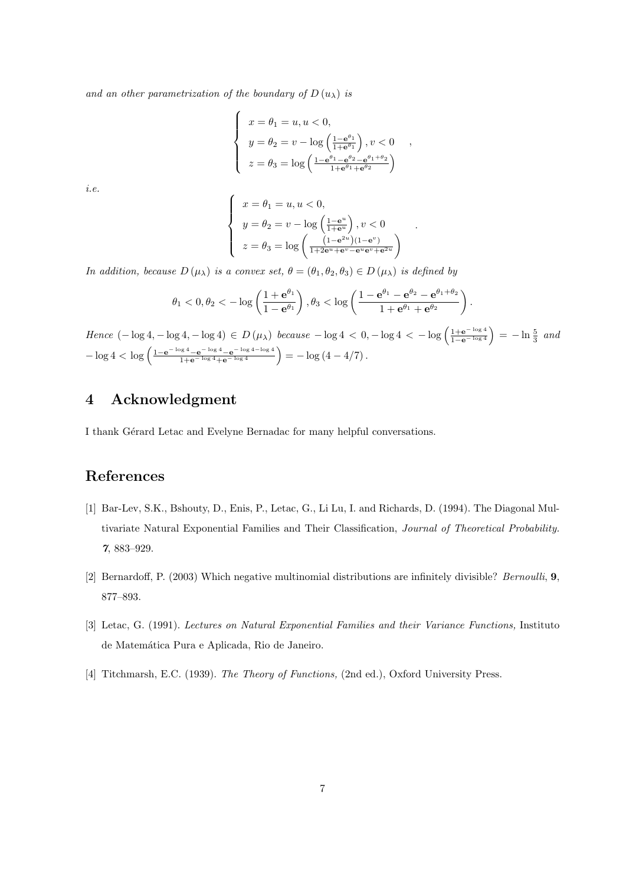*and an other parametrization of the boundary of $D(u_\lambda)$ is*

$$\left\{\begin{array}{l} x = \theta_1 = u, u < 0, \\ y = \theta_2 = v - \log\left(\frac{1-\mathbf{e}^{\theta_1}}{1+\mathbf{e}^{\theta_1}}\right), v < 0 \\ z = \theta_3 = \log\left(\frac{1-\mathbf{e}^{\theta_1}-\mathbf{e}^{\theta_2}-\mathbf{e}^{\theta_1+\theta_2}}{1+\mathbf{e}^{\theta_1}+\mathbf{e}^{\theta_2}}\right) \end{array}\right. ,$$

*i.e.*

$$\left\{\begin{array}{l} x = \theta_1 = u, u < 0, \\ y = \theta_2 = v - \log\left(\frac{1-\mathbf{e}^{u}}{1+\mathbf{e}^{u}}\right), v < 0 \\ z = \theta_3 = \log\left(\frac{\left(1-\mathbf{e}^{2u}\right)\left(1-\mathbf{e}^{v}\right)}{1+2\mathbf{e}^{u}+\mathbf{e}^{v}-\mathbf{e}^{u}\mathbf{e}^{v}+\mathbf{e}^{2u}}\right) \end{array}\right. .$$

*In addition, because $D(\mu_\lambda)$ is a convex set, $\theta = (\theta_1, \theta_2, \theta_3) \in D(\mu_\lambda)$ is defined by*

$$\theta_1 < 0, \theta_2 < -\log\left(\frac{1+\mathbf{e}^{\theta_1}}{1-\mathbf{e}^{\theta_1}}\right), \theta_3 < \log\left(\frac{1-\mathbf{e}^{\theta_1}-\mathbf{e}^{\theta_2}-\mathbf{e}^{\theta_1+\theta_2}}{1+\mathbf{e}^{\theta_1}+\mathbf{e}^{\theta_2}}\right).$$

*Hence $(-\log 4, -\log 4, -\log 4) \in D(\mu_\lambda)$ because $-\log 4 < 0, -\log 4 < -\log\left(\frac{1+\mathbf{e}^{-\log 4}}{1-\mathbf{e}^{-\log 4}}\right) = -\ln\frac{5}{3}$ and $-\log 4 < \log\left(\frac{1-\mathbf{e}^{-\log 4}-\mathbf{e}^{-\log 4}-\mathbf{e}^{-\log 4-\log 4}}{1+\mathbf{e}^{-\log 4}+\mathbf{e}^{-\log 4}}\right) = -\log(4-4/7)$.*

## 4 Acknowledgment

I thank Gérard Letac and Evelyne Bernadac for many helpful conversations.

## References

[1] Bar-Lev, S.K., Bshouty, D., Enis, P., Letac, G., Li Lu, I. and Richards, D. (1994). The Diagonal Multivariate Natural Exponential Families and Their Classification, *Journal of Theoretical Probability.* **7**, 883–929.

[2] Bernardoff, P. (2003) Which negative multinomial distributions are infinitely divisible? *Bernoulli*, **9**, 877–893.

[3] Letac, G. (1991). *Lectures on Natural Exponential Families and their Variance Functions,* Instituto de Matemática Pura e Aplicada, Rio de Janeiro.

[4] Titchmarsh, E.C. (1939). *The Theory of Functions,* (2nd ed.), Oxford University Press.